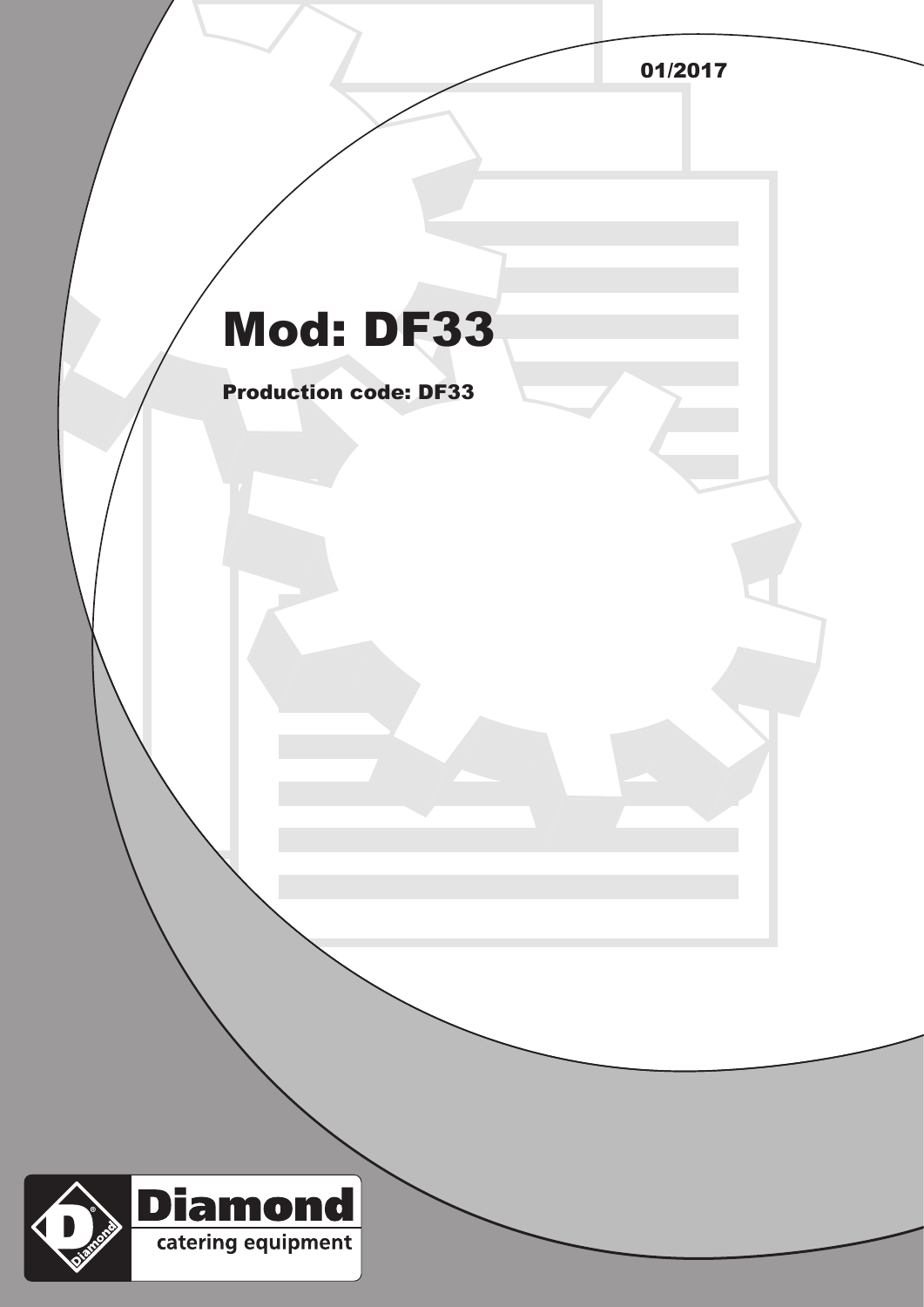01/2017

# Mod: DF33

**Production code: DF33**

Diamond
catering equipment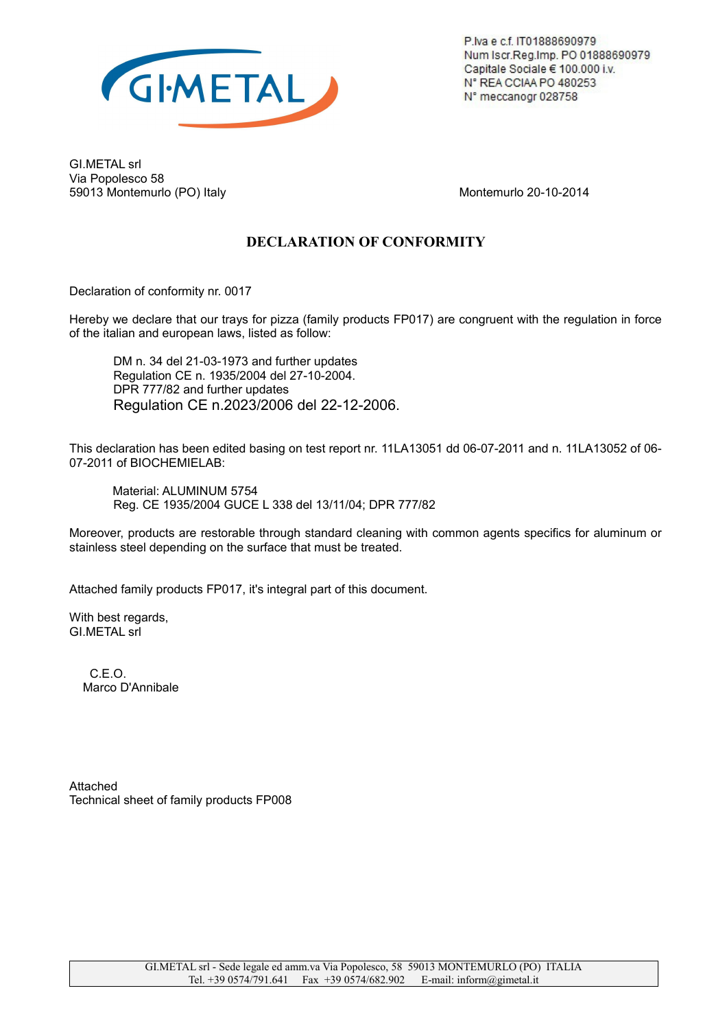P.Iva e c.f. IT01888690979
Num Iscr.Reg.Imp. PO 01888690979
Capitale Sociale € 100.000 i.v.
N° REA CCIAA PO 480253
N° meccanogr 028758

GI.METAL srl
Via Popolesco 58
59013 Montemurlo (PO) Italy

Montemurlo 20-10-2014

## DECLARATION OF CONFORMITY

Declaration of conformity nr. 0017

Hereby we declare that our trays for pizza (family products FP017) are congruent with the regulation in force of the italian and european laws, listed as follow:

> DM n. 34 del 21-03-1973 and further updates
> Regulation CE n. 1935/2004 del 27-10-2004.
> DPR 777/82 and further updates
> Regulation CE n.2023/2006 del 22-12-2006.

This declaration has been edited basing on test report nr. 11LA13051 dd 06-07-2011 and n. 11LA13052 of 06-07-2011 of BIOCHEMIELAB:

> Material: ALUMINUM 5754
> Reg. CE 1935/2004 GUCE L 338 del 13/11/04; DPR 777/82

Moreover, products are restorable through standard cleaning with common agents specifics for aluminum or stainless steel depending on the surface that must be treated.

Attached family products FP017, it's integral part of this document.

With best regards,
GI.METAL srl

C.E.O.
Marco D'Annibale

Attached
Technical sheet of family products FP008

GI.METAL srl - Sede legale ed amm.va Via Popolesco, 58 59013 MONTEMURLO (PO) ITALIA
Tel. +39 0574/791.641 Fax +39 0574/682.902 E-mail: inform@gimetal.it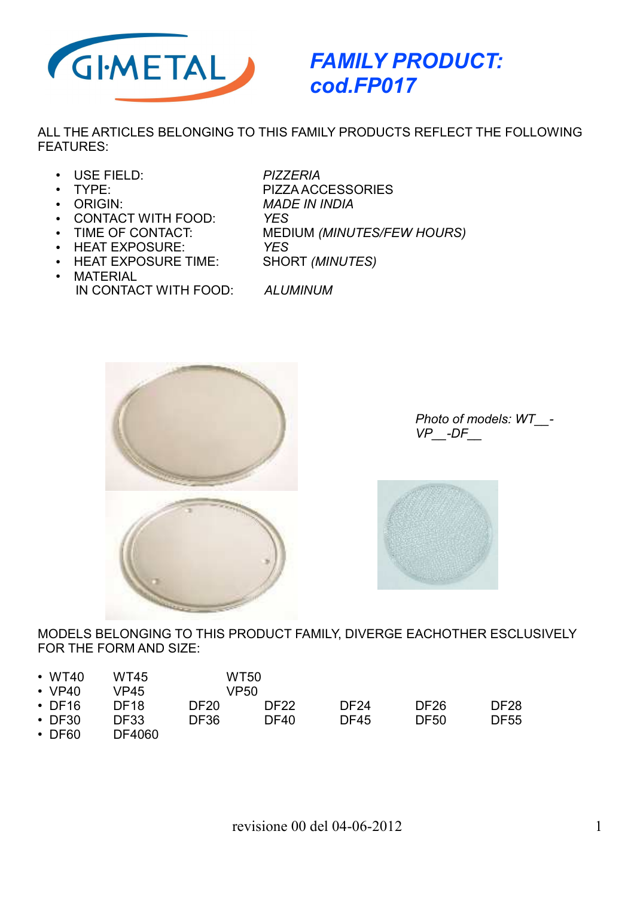# FAMILY PRODUCT: cod.FP017

ALL THE ARTICLES BELONGING TO THIS FAMILY PRODUCTS REFLECT THE FOLLOWING FEATURES:

| | |
|---|---|
| • USE FIELD: | *PIZZERIA* |
| • TYPE: | PIZZA ACCESSORIES |
| • ORIGIN: | *MADE IN INDIA* |
| • CONTACT WITH FOOD: | *YES* |
| • TIME OF CONTACT: | MEDIUM *(MINUTES/FEW HOURS)* |
| • HEAT EXPOSURE: | *YES* |
| • HEAT EXPOSURE TIME: | SHORT *(MINUTES)* |
| • MATERIAL IN CONTACT WITH FOOD: | *ALUMINUM* |

*Photo of models: WT__-VP__-DF__*

MODELS BELONGING TO THIS PRODUCT FAMILY, DIVERGE EACHOTHER ESCLUSIVELY FOR THE FORM AND SIZE:

| | | | | | | |
|---|---|---|---|---|---|---|
| • WT40 | WT45 | WT50 | | | | |
| • VP40 | VP45 | VP50 | | | | |
| • DF16 | DF18 | DF20 | DF22 | DF24 | DF26 | DF28 |
| • DF30 | DF33 | DF36 | DF40 | DF45 | DF50 | DF55 |
| • DF60 | DF4060 | | | | | |

revisione 00 del 04-06-2012